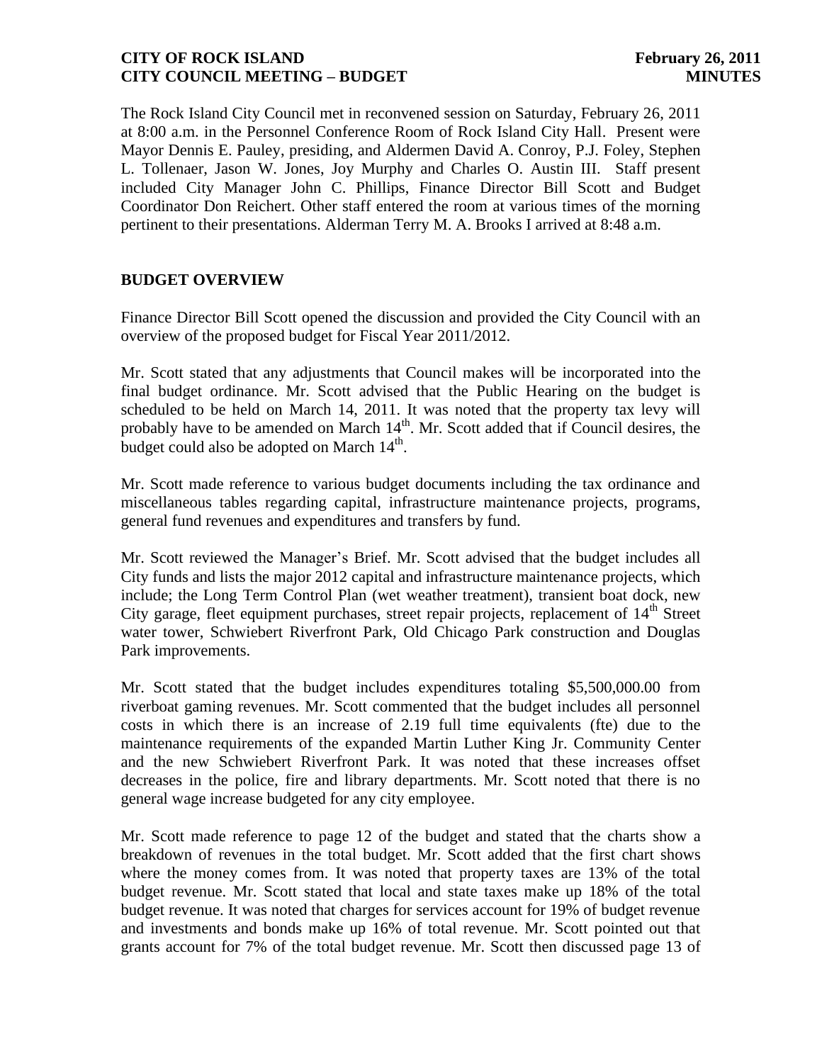The Rock Island City Council met in reconvened session on Saturday, February 26, 2011 at 8:00 a.m. in the Personnel Conference Room of Rock Island City Hall. Present were Mayor Dennis E. Pauley, presiding, and Aldermen David A. Conroy, P.J. Foley, Stephen L. Tollenaer, Jason W. Jones, Joy Murphy and Charles O. Austin III. Staff present included City Manager John C. Phillips, Finance Director Bill Scott and Budget Coordinator Don Reichert. Other staff entered the room at various times of the morning pertinent to their presentations. Alderman Terry M. A. Brooks I arrived at 8:48 a.m.

## BUDGET OVERVIEW

Finance Director Bill Scott opened the discussion and provided the City Council with an overview of the proposed budget for Fiscal Year 2011/2012.

Mr. Scott stated that any adjustments that Council makes will be incorporated into the final budget ordinance. Mr. Scott advised that the Public Hearing on the budget is scheduled to be held on March 14, 2011. It was noted that the property tax levy will probably have to be amended on March 14th. Mr. Scott added that if Council desires, the budget could also be adopted on March 14th.

Mr. Scott made reference to various budget documents including the tax ordinance and miscellaneous tables regarding capital, infrastructure maintenance projects, programs, general fund revenues and expenditures and transfers by fund.

Mr. Scott reviewed the Manager's Brief. Mr. Scott advised that the budget includes all City funds and lists the major 2012 capital and infrastructure maintenance projects, which include; the Long Term Control Plan (wet weather treatment), transient boat dock, new City garage, fleet equipment purchases, street repair projects, replacement of 14th Street water tower, Schwiebert Riverfront Park, Old Chicago Park construction and Douglas Park improvements.

Mr. Scott stated that the budget includes expenditures totaling $5,500,000.00 from riverboat gaming revenues. Mr. Scott commented that the budget includes all personnel costs in which there is an increase of 2.19 full time equivalents (fte) due to the maintenance requirements of the expanded Martin Luther King Jr. Community Center and the new Schwiebert Riverfront Park. It was noted that these increases offset decreases in the police, fire and library departments. Mr. Scott noted that there is no general wage increase budgeted for any city employee.

Mr. Scott made reference to page 12 of the budget and stated that the charts show a breakdown of revenues in the total budget. Mr. Scott added that the first chart shows where the money comes from. It was noted that property taxes are 13% of the total budget revenue. Mr. Scott stated that local and state taxes make up 18% of the total budget revenue. It was noted that charges for services account for 19% of budget revenue and investments and bonds make up 16% of total revenue. Mr. Scott pointed out that grants account for 7% of the total budget revenue. Mr. Scott then discussed page 13 of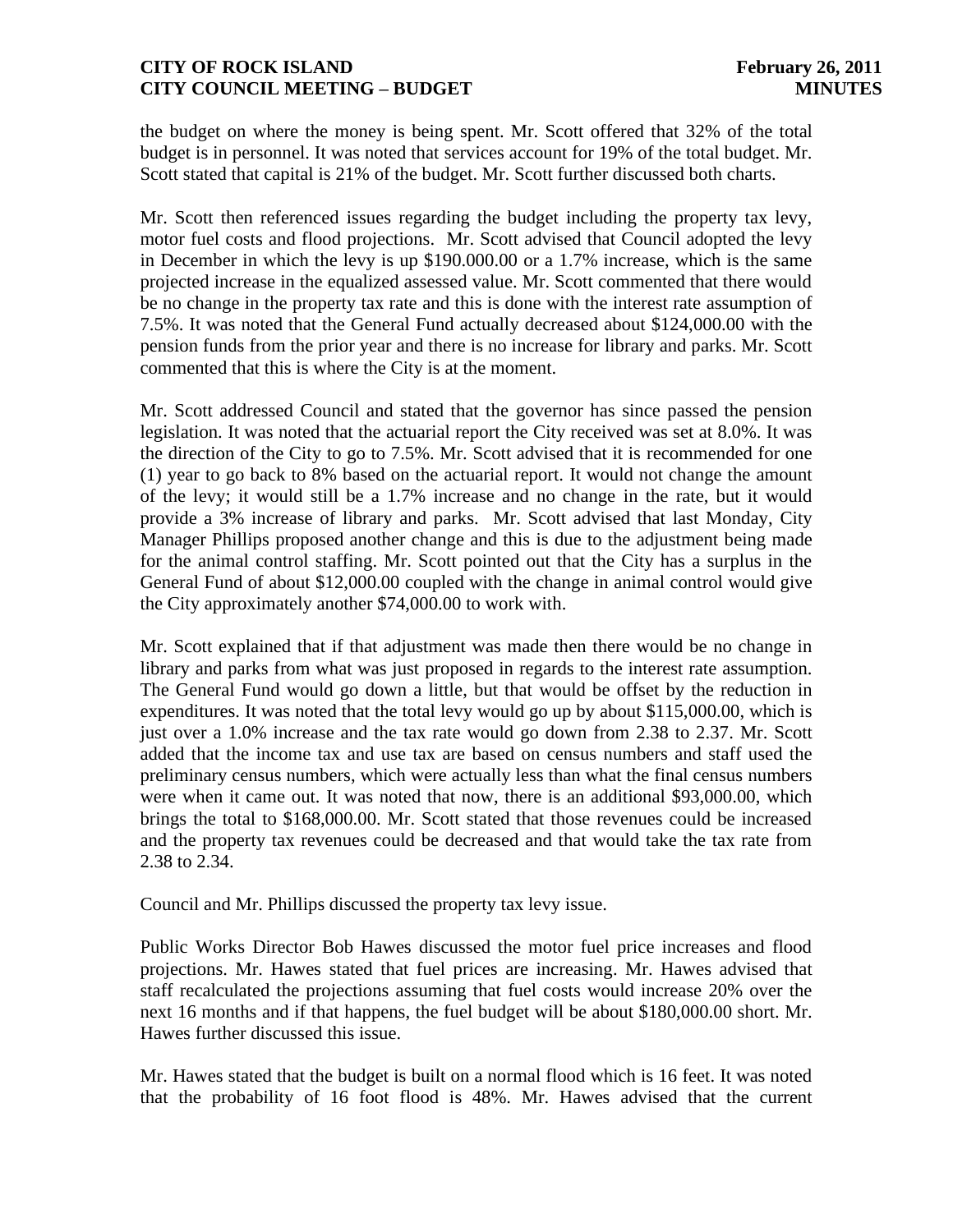the budget on where the money is being spent. Mr. Scott offered that 32% of the total budget is in personnel. It was noted that services account for 19% of the total budget. Mr. Scott stated that capital is 21% of the budget. Mr. Scott further discussed both charts.

Mr. Scott then referenced issues regarding the budget including the property tax levy, motor fuel costs and flood projections. Mr. Scott advised that Council adopted the levy in December in which the levy is up $190.000.00 or a 1.7% increase, which is the same projected increase in the equalized assessed value. Mr. Scott commented that there would be no change in the property tax rate and this is done with the interest rate assumption of 7.5%. It was noted that the General Fund actually decreased about $124,000.00 with the pension funds from the prior year and there is no increase for library and parks. Mr. Scott commented that this is where the City is at the moment.

Mr. Scott addressed Council and stated that the governor has since passed the pension legislation. It was noted that the actuarial report the City received was set at 8.0%. It was the direction of the City to go to 7.5%. Mr. Scott advised that it is recommended for one (1) year to go back to 8% based on the actuarial report. It would not change the amount of the levy; it would still be a 1.7% increase and no change in the rate, but it would provide a 3% increase of library and parks. Mr. Scott advised that last Monday, City Manager Phillips proposed another change and this is due to the adjustment being made for the animal control staffing. Mr. Scott pointed out that the City has a surplus in the General Fund of about $12,000.00 coupled with the change in animal control would give the City approximately another $74,000.00 to work with.

Mr. Scott explained that if that adjustment was made then there would be no change in library and parks from what was just proposed in regards to the interest rate assumption. The General Fund would go down a little, but that would be offset by the reduction in expenditures. It was noted that the total levy would go up by about $115,000.00, which is just over a 1.0% increase and the tax rate would go down from 2.38 to 2.37. Mr. Scott added that the income tax and use tax are based on census numbers and staff used the preliminary census numbers, which were actually less than what the final census numbers were when it came out. It was noted that now, there is an additional $93,000.00, which brings the total to $168,000.00. Mr. Scott stated that those revenues could be increased and the property tax revenues could be decreased and that would take the tax rate from 2.38 to 2.34.

Council and Mr. Phillips discussed the property tax levy issue.

Public Works Director Bob Hawes discussed the motor fuel price increases and flood projections. Mr. Hawes stated that fuel prices are increasing. Mr. Hawes advised that staff recalculated the projections assuming that fuel costs would increase 20% over the next 16 months and if that happens, the fuel budget will be about $180,000.00 short. Mr. Hawes further discussed this issue.

Mr. Hawes stated that the budget is built on a normal flood which is 16 feet. It was noted that the probability of 16 foot flood is 48%. Mr. Hawes advised that the current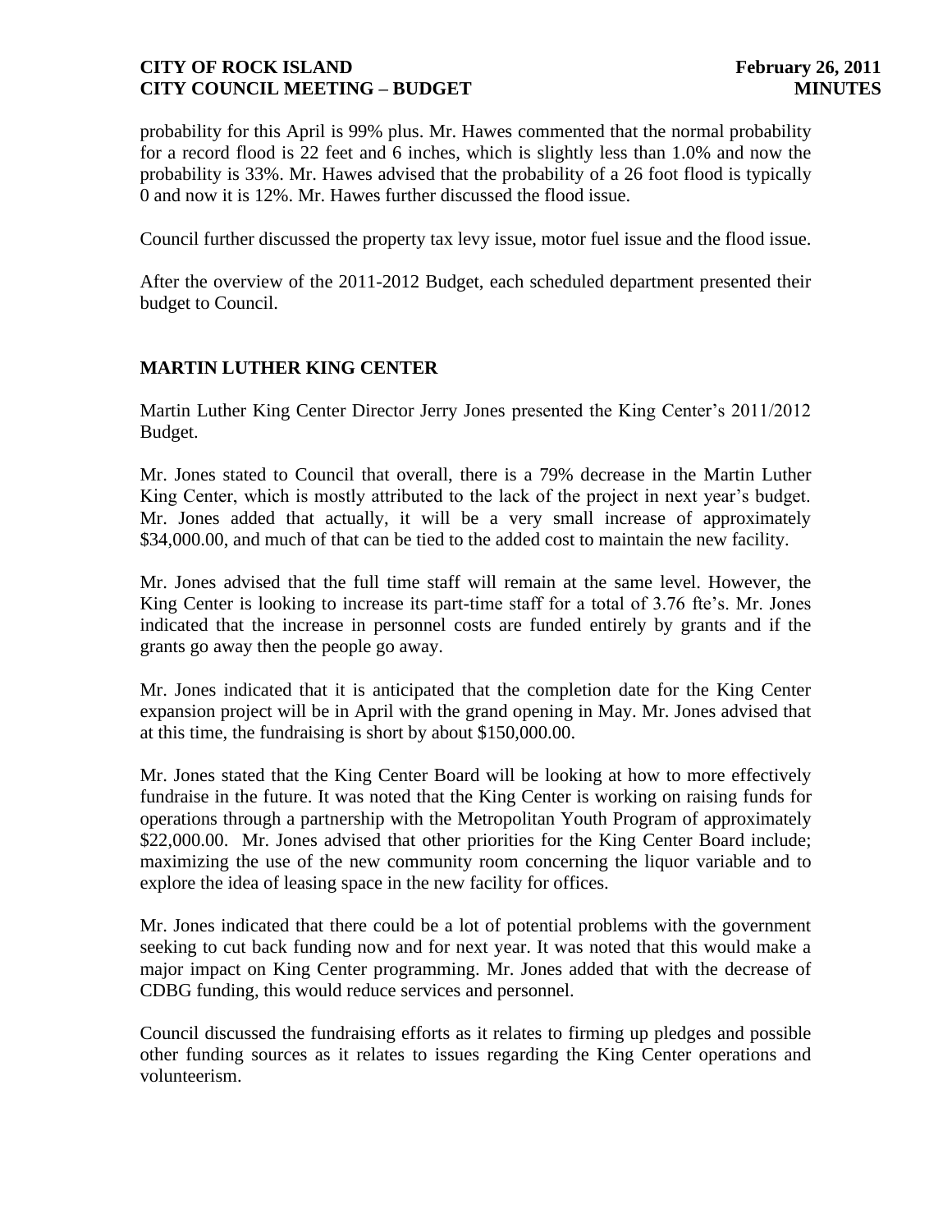probability for this April is 99% plus. Mr. Hawes commented that the normal probability for a record flood is 22 feet and 6 inches, which is slightly less than 1.0% and now the probability is 33%. Mr. Hawes advised that the probability of a 26 foot flood is typically 0 and now it is 12%. Mr. Hawes further discussed the flood issue.

Council further discussed the property tax levy issue, motor fuel issue and the flood issue.

After the overview of the 2011-2012 Budget, each scheduled department presented their budget to Council.

## MARTIN LUTHER KING CENTER

Martin Luther King Center Director Jerry Jones presented the King Center's 2011/2012 Budget.

Mr. Jones stated to Council that overall, there is a 79% decrease in the Martin Luther King Center, which is mostly attributed to the lack of the project in next year's budget. Mr. Jones added that actually, it will be a very small increase of approximately $34,000.00, and much of that can be tied to the added cost to maintain the new facility.

Mr. Jones advised that the full time staff will remain at the same level. However, the King Center is looking to increase its part-time staff for a total of 3.76 fte's. Mr. Jones indicated that the increase in personnel costs are funded entirely by grants and if the grants go away then the people go away.

Mr. Jones indicated that it is anticipated that the completion date for the King Center expansion project will be in April with the grand opening in May. Mr. Jones advised that at this time, the fundraising is short by about $150,000.00.

Mr. Jones stated that the King Center Board will be looking at how to more effectively fundraise in the future. It was noted that the King Center is working on raising funds for operations through a partnership with the Metropolitan Youth Program of approximately $22,000.00. Mr. Jones advised that other priorities for the King Center Board include; maximizing the use of the new community room concerning the liquor variable and to explore the idea of leasing space in the new facility for offices.

Mr. Jones indicated that there could be a lot of potential problems with the government seeking to cut back funding now and for next year. It was noted that this would make a major impact on King Center programming. Mr. Jones added that with the decrease of CDBG funding, this would reduce services and personnel.

Council discussed the fundraising efforts as it relates to firming up pledges and possible other funding sources as it relates to issues regarding the King Center operations and volunteerism.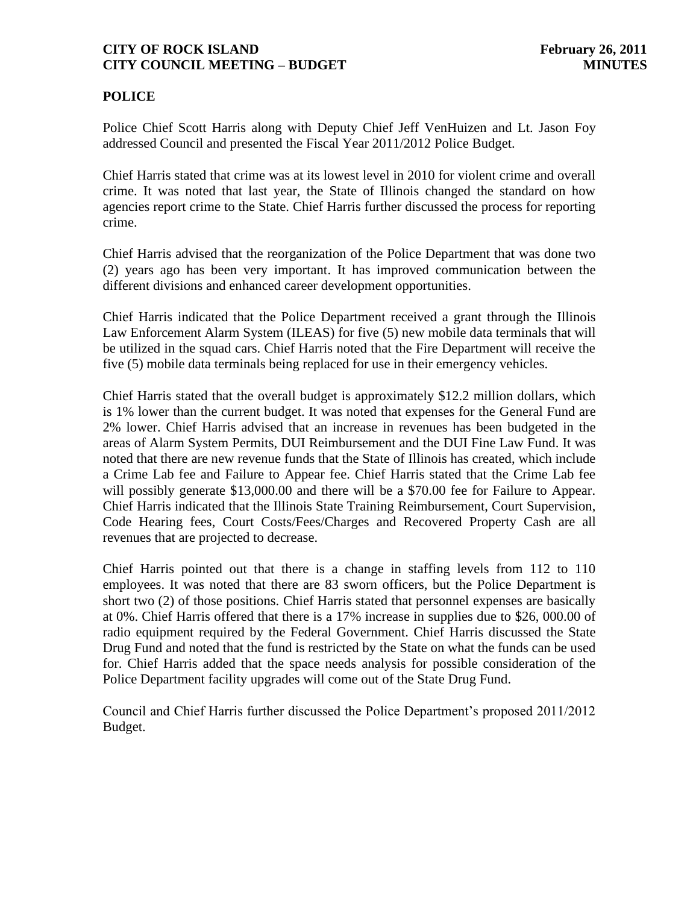**POLICE**

Police Chief Scott Harris along with Deputy Chief Jeff VenHuizen and Lt. Jason Foy addressed Council and presented the Fiscal Year 2011/2012 Police Budget.

Chief Harris stated that crime was at its lowest level in 2010 for violent crime and overall crime. It was noted that last year, the State of Illinois changed the standard on how agencies report crime to the State. Chief Harris further discussed the process for reporting crime.

Chief Harris advised that the reorganization of the Police Department that was done two (2) years ago has been very important. It has improved communication between the different divisions and enhanced career development opportunities.

Chief Harris indicated that the Police Department received a grant through the Illinois Law Enforcement Alarm System (ILEAS) for five (5) new mobile data terminals that will be utilized in the squad cars. Chief Harris noted that the Fire Department will receive the five (5) mobile data terminals being replaced for use in their emergency vehicles.

Chief Harris stated that the overall budget is approximately $12.2 million dollars, which is 1% lower than the current budget. It was noted that expenses for the General Fund are 2% lower. Chief Harris advised that an increase in revenues has been budgeted in the areas of Alarm System Permits, DUI Reimbursement and the DUI Fine Law Fund. It was noted that there are new revenue funds that the State of Illinois has created, which include a Crime Lab fee and Failure to Appear fee. Chief Harris stated that the Crime Lab fee will possibly generate $13,000.00 and there will be a $70.00 fee for Failure to Appear. Chief Harris indicated that the Illinois State Training Reimbursement, Court Supervision, Code Hearing fees, Court Costs/Fees/Charges and Recovered Property Cash are all revenues that are projected to decrease.

Chief Harris pointed out that there is a change in staffing levels from 112 to 110 employees. It was noted that there are 83 sworn officers, but the Police Department is short two (2) of those positions. Chief Harris stated that personnel expenses are basically at 0%. Chief Harris offered that there is a 17% increase in supplies due to $26, 000.00 of radio equipment required by the Federal Government. Chief Harris discussed the State Drug Fund and noted that the fund is restricted by the State on what the funds can be used for. Chief Harris added that the space needs analysis for possible consideration of the Police Department facility upgrades will come out of the State Drug Fund.

Council and Chief Harris further discussed the Police Department's proposed 2011/2012 Budget.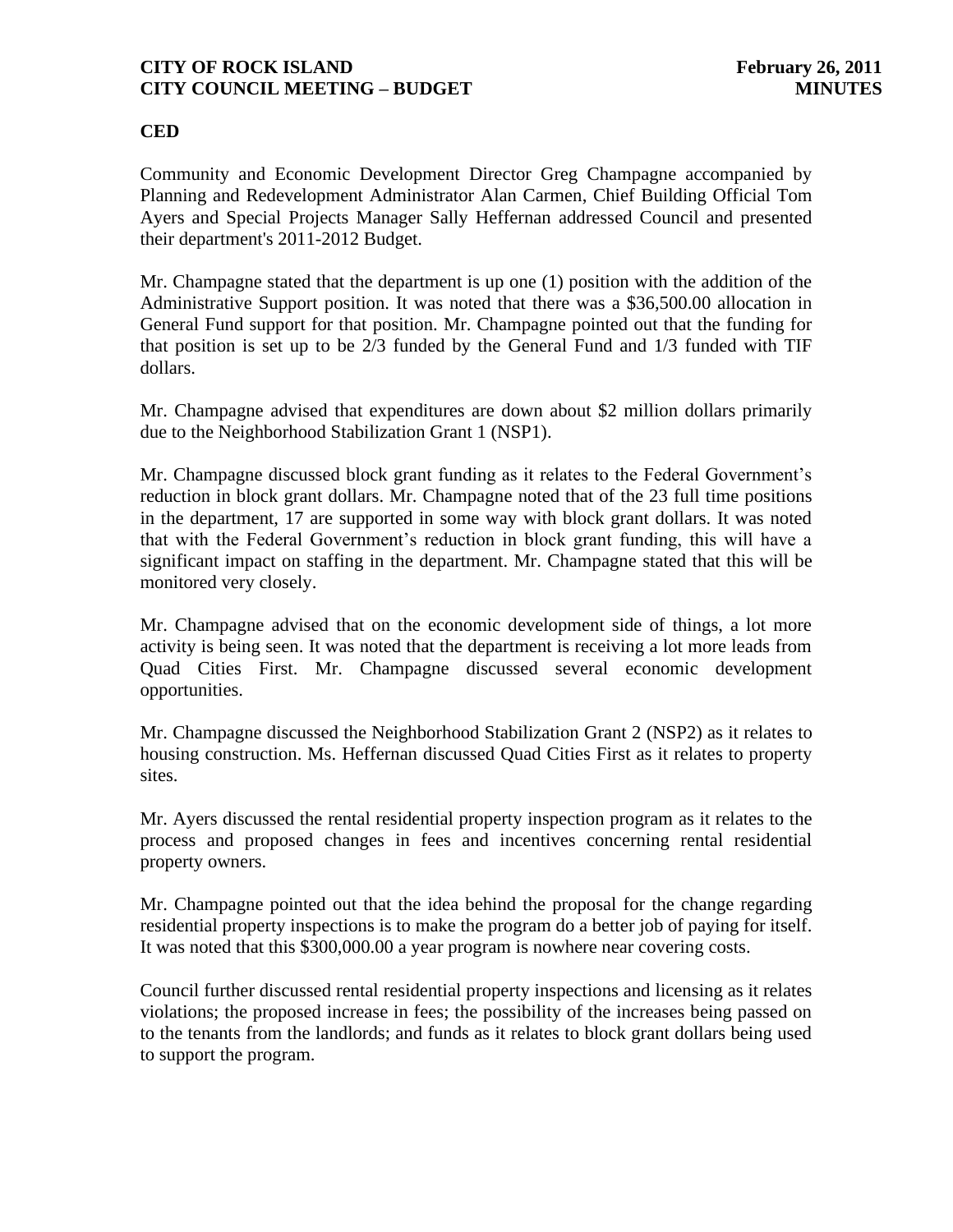**CED**

Community and Economic Development Director Greg Champagne accompanied by Planning and Redevelopment Administrator Alan Carmen, Chief Building Official Tom Ayers and Special Projects Manager Sally Heffernan addressed Council and presented their department's 2011-2012 Budget.

Mr. Champagne stated that the department is up one (1) position with the addition of the Administrative Support position. It was noted that there was a $36,500.00 allocation in General Fund support for that position. Mr. Champagne pointed out that the funding for that position is set up to be 2/3 funded by the General Fund and 1/3 funded with TIF dollars.

Mr. Champagne advised that expenditures are down about $2 million dollars primarily due to the Neighborhood Stabilization Grant 1 (NSP1).

Mr. Champagne discussed block grant funding as it relates to the Federal Government's reduction in block grant dollars. Mr. Champagne noted that of the 23 full time positions in the department, 17 are supported in some way with block grant dollars. It was noted that with the Federal Government's reduction in block grant funding, this will have a significant impact on staffing in the department. Mr. Champagne stated that this will be monitored very closely.

Mr. Champagne advised that on the economic development side of things, a lot more activity is being seen. It was noted that the department is receiving a lot more leads from Quad Cities First. Mr. Champagne discussed several economic development opportunities.

Mr. Champagne discussed the Neighborhood Stabilization Grant 2 (NSP2) as it relates to housing construction. Ms. Heffernan discussed Quad Cities First as it relates to property sites.

Mr. Ayers discussed the rental residential property inspection program as it relates to the process and proposed changes in fees and incentives concerning rental residential property owners.

Mr. Champagne pointed out that the idea behind the proposal for the change regarding residential property inspections is to make the program do a better job of paying for itself. It was noted that this $300,000.00 a year program is nowhere near covering costs.

Council further discussed rental residential property inspections and licensing as it relates violations; the proposed increase in fees; the possibility of the increases being passed on to the tenants from the landlords; and funds as it relates to block grant dollars being used to support the program.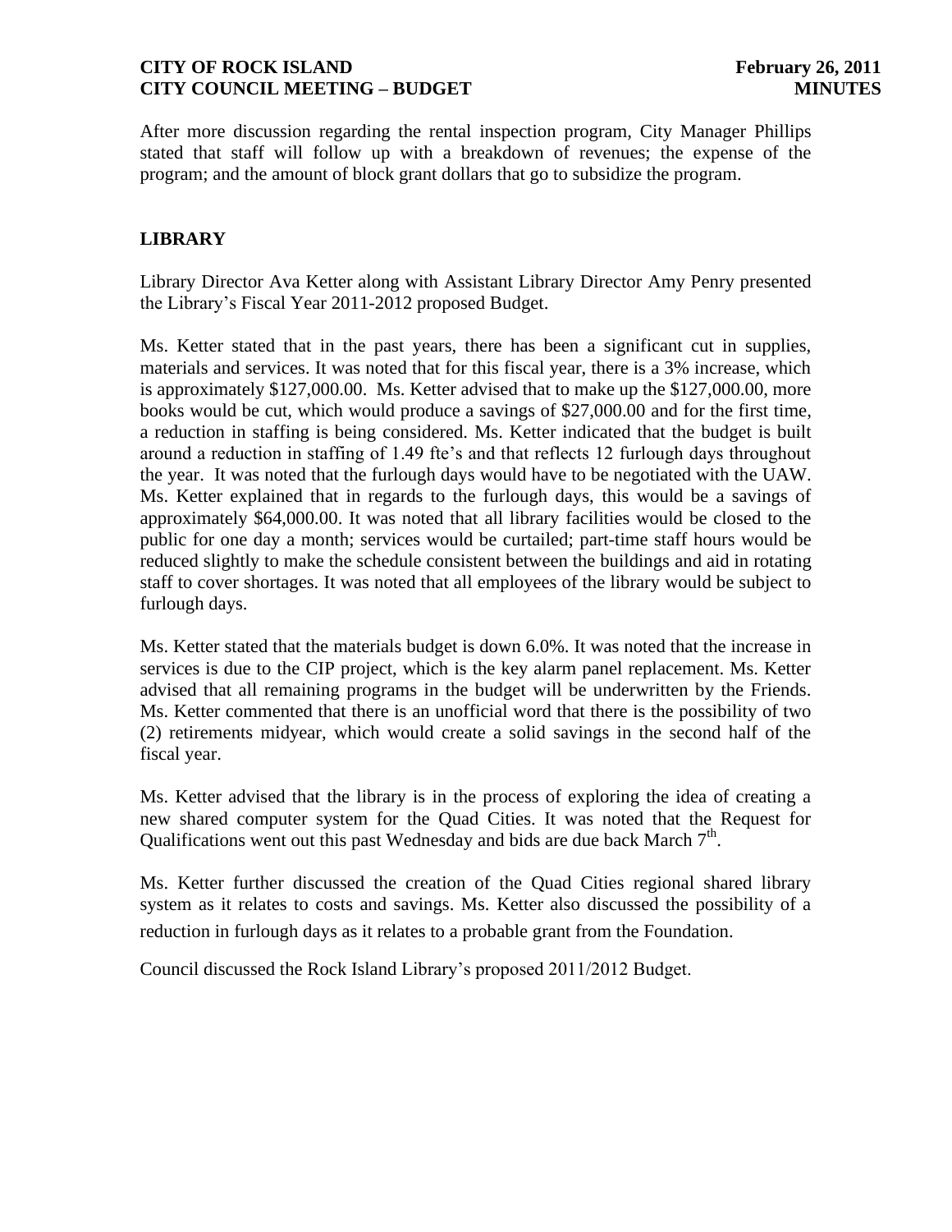After more discussion regarding the rental inspection program, City Manager Phillips stated that staff will follow up with a breakdown of revenues; the expense of the program; and the amount of block grant dollars that go to subsidize the program.

## LIBRARY

Library Director Ava Ketter along with Assistant Library Director Amy Penry presented the Library's Fiscal Year 2011-2012 proposed Budget.

Ms. Ketter stated that in the past years, there has been a significant cut in supplies, materials and services. It was noted that for this fiscal year, there is a 3% increase, which is approximately $127,000.00. Ms. Ketter advised that to make up the $127,000.00, more books would be cut, which would produce a savings of $27,000.00 and for the first time, a reduction in staffing is being considered. Ms. Ketter indicated that the budget is built around a reduction in staffing of 1.49 fte's and that reflects 12 furlough days throughout the year. It was noted that the furlough days would have to be negotiated with the UAW. Ms. Ketter explained that in regards to the furlough days, this would be a savings of approximately $64,000.00. It was noted that all library facilities would be closed to the public for one day a month; services would be curtailed; part-time staff hours would be reduced slightly to make the schedule consistent between the buildings and aid in rotating staff to cover shortages. It was noted that all employees of the library would be subject to furlough days.

Ms. Ketter stated that the materials budget is down 6.0%. It was noted that the increase in services is due to the CIP project, which is the key alarm panel replacement. Ms. Ketter advised that all remaining programs in the budget will be underwritten by the Friends. Ms. Ketter commented that there is an unofficial word that there is the possibility of two (2) retirements midyear, which would create a solid savings in the second half of the fiscal year.

Ms. Ketter advised that the library is in the process of exploring the idea of creating a new shared computer system for the Quad Cities. It was noted that the Request for Qualifications went out this past Wednesday and bids are due back March 7th.

Ms. Ketter further discussed the creation of the Quad Cities regional shared library system as it relates to costs and savings. Ms. Ketter also discussed the possibility of a reduction in furlough days as it relates to a probable grant from the Foundation.

Council discussed the Rock Island Library's proposed 2011/2012 Budget.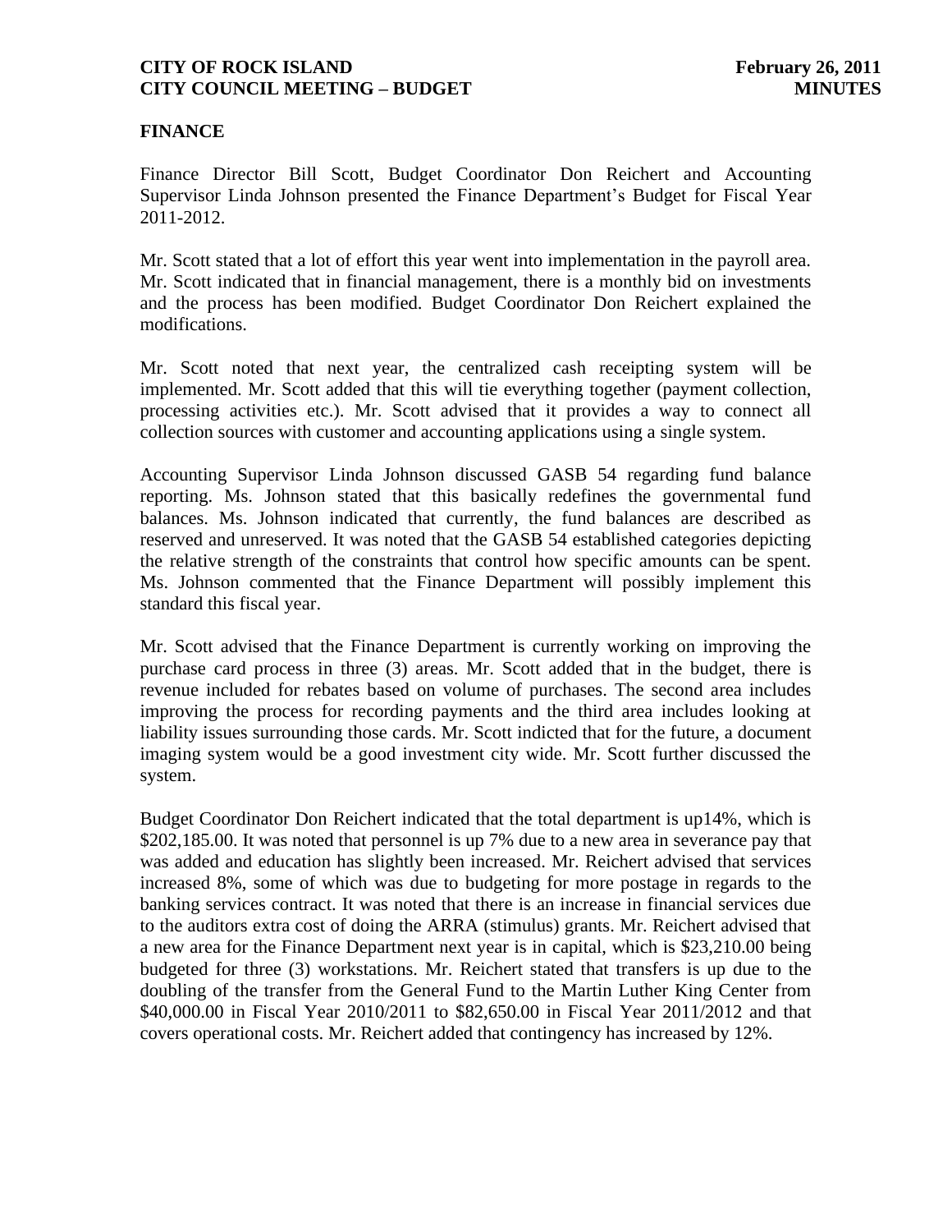## FINANCE

Finance Director Bill Scott, Budget Coordinator Don Reichert and Accounting Supervisor Linda Johnson presented the Finance Department's Budget for Fiscal Year 2011-2012.

Mr. Scott stated that a lot of effort this year went into implementation in the payroll area. Mr. Scott indicated that in financial management, there is a monthly bid on investments and the process has been modified. Budget Coordinator Don Reichert explained the modifications.

Mr. Scott noted that next year, the centralized cash receipting system will be implemented. Mr. Scott added that this will tie everything together (payment collection, processing activities etc.). Mr. Scott advised that it provides a way to connect all collection sources with customer and accounting applications using a single system.

Accounting Supervisor Linda Johnson discussed GASB 54 regarding fund balance reporting. Ms. Johnson stated that this basically redefines the governmental fund balances. Ms. Johnson indicated that currently, the fund balances are described as reserved and unreserved. It was noted that the GASB 54 established categories depicting the relative strength of the constraints that control how specific amounts can be spent. Ms. Johnson commented that the Finance Department will possibly implement this standard this fiscal year.

Mr. Scott advised that the Finance Department is currently working on improving the purchase card process in three (3) areas. Mr. Scott added that in the budget, there is revenue included for rebates based on volume of purchases. The second area includes improving the process for recording payments and the third area includes looking at liability issues surrounding those cards. Mr. Scott indicted that for the future, a document imaging system would be a good investment city wide. Mr. Scott further discussed the system.

Budget Coordinator Don Reichert indicated that the total department is up14%, which is $202,185.00. It was noted that personnel is up 7% due to a new area in severance pay that was added and education has slightly been increased. Mr. Reichert advised that services increased 8%, some of which was due to budgeting for more postage in regards to the banking services contract. It was noted that there is an increase in financial services due to the auditors extra cost of doing the ARRA (stimulus) grants. Mr. Reichert advised that a new area for the Finance Department next year is in capital, which is $23,210.00 being budgeted for three (3) workstations. Mr. Reichert stated that transfers is up due to the doubling of the transfer from the General Fund to the Martin Luther King Center from $40,000.00 in Fiscal Year 2010/2011 to $82,650.00 in Fiscal Year 2011/2012 and that covers operational costs. Mr. Reichert added that contingency has increased by 12%.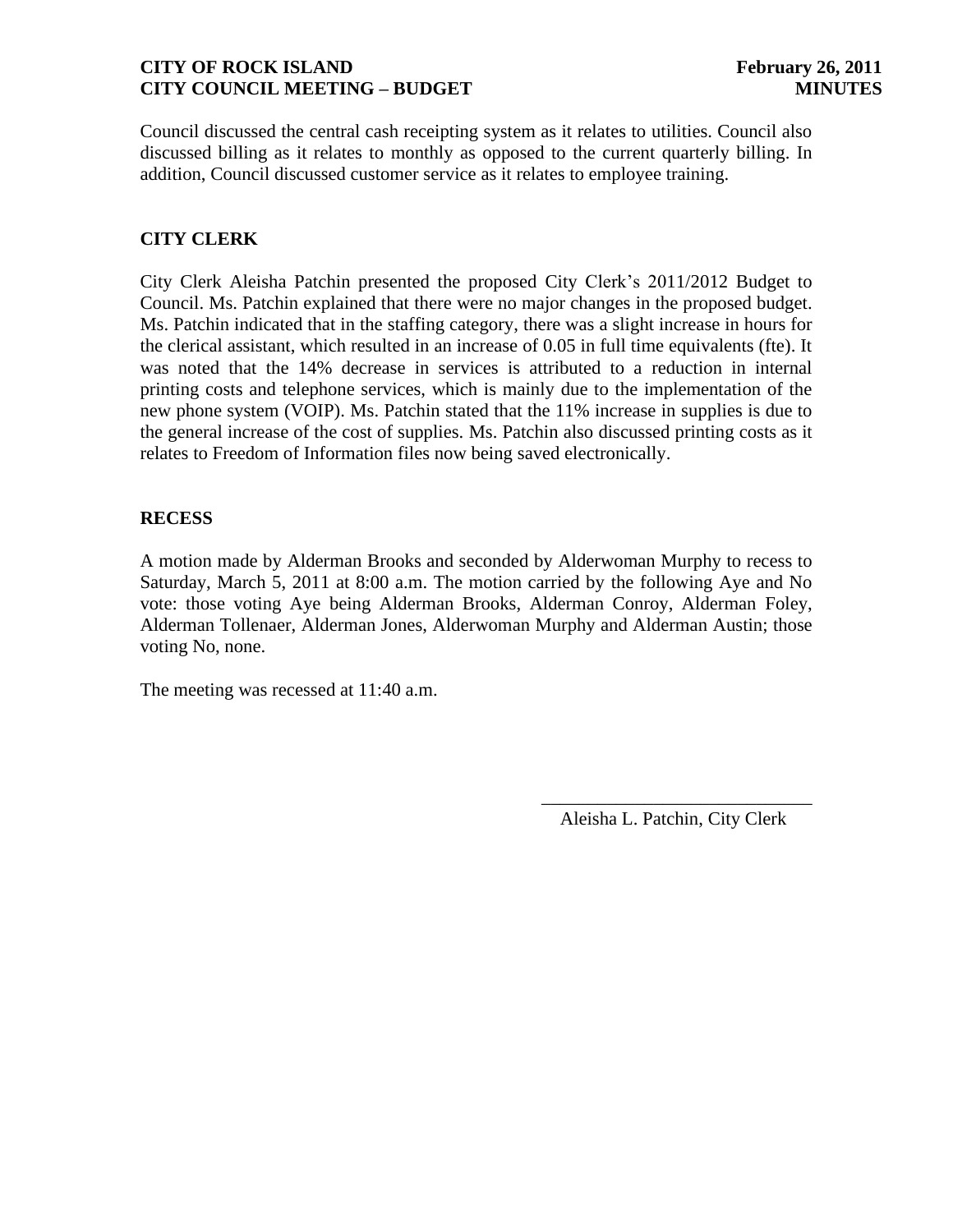Council discussed the central cash receipting system as it relates to utilities. Council also discussed billing as it relates to monthly as opposed to the current quarterly billing. In addition, Council discussed customer service as it relates to employee training.

**CITY CLERK**

City Clerk Aleisha Patchin presented the proposed City Clerk's 2011/2012 Budget to Council. Ms. Patchin explained that there were no major changes in the proposed budget. Ms. Patchin indicated that in the staffing category, there was a slight increase in hours for the clerical assistant, which resulted in an increase of 0.05 in full time equivalents (fte). It was noted that the 14% decrease in services is attributed to a reduction in internal printing costs and telephone services, which is mainly due to the implementation of the new phone system (VOIP). Ms. Patchin stated that the 11% increase in supplies is due to the general increase of the cost of supplies. Ms. Patchin also discussed printing costs as it relates to Freedom of Information files now being saved electronically.

**RECESS**

A motion made by Alderman Brooks and seconded by Alderwoman Murphy to recess to Saturday, March 5, 2011 at 8:00 a.m. The motion carried by the following Aye and No vote: those voting Aye being Alderman Brooks, Alderman Conroy, Alderman Foley, Alderman Tollenaer, Alderman Jones, Alderwoman Murphy and Alderman Austin; those voting No, none.

The meeting was recessed at 11:40 a.m.

\_\_\_\_\_\_\_\_\_\_\_\_\_\_\_\_\_\_\_\_\_\_\_\_\_\_\_\_\_\_

Aleisha L. Patchin, City Clerk